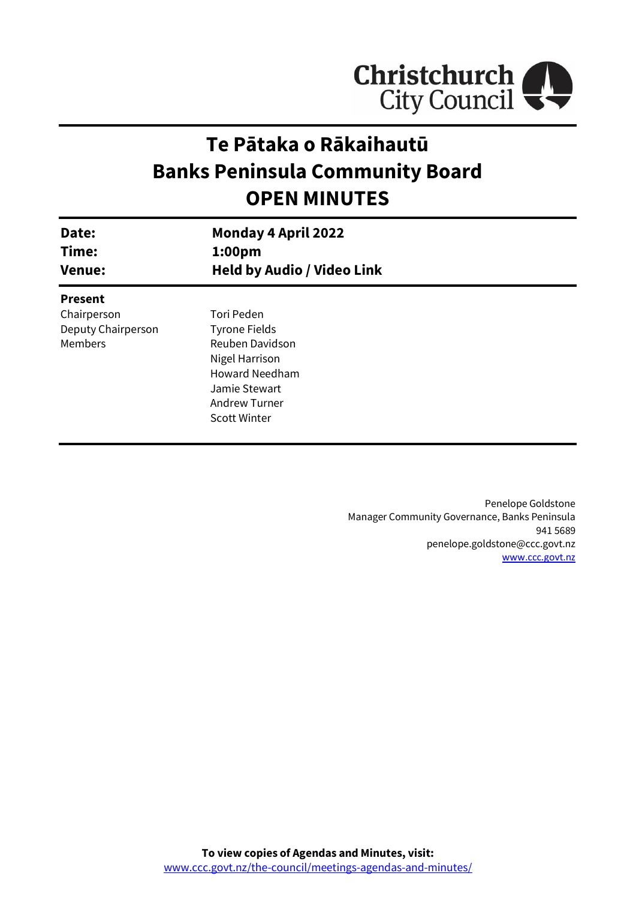Christchurch City Council

# Te Pātaka o Rākaihautū
# Banks Peninsula Community Board
# OPEN MINUTES

| | |
|---|---|
| **Date:** | **Monday 4 April 2022** |
| **Time:** | **1:00pm** |
| **Venue:** | **Held by Audio / Video Link** |

**Present**

| | |
|---|---|
| Chairperson | Tori Peden |
| Deputy Chairperson | Tyrone Fields |
| Members | Reuben Davidson |
| | Nigel Harrison |
| | Howard Needham |
| | Jamie Stewart |
| | Andrew Turner |
| | Scott Winter |

Penelope Goldstone
Manager Community Governance, Banks Peninsula
941 5689
penelope.goldstone@ccc.govt.nz
www.ccc.govt.nz

**To view copies of Agendas and Minutes, visit:**
www.ccc.govt.nz/the-council/meetings-agendas-and-minutes/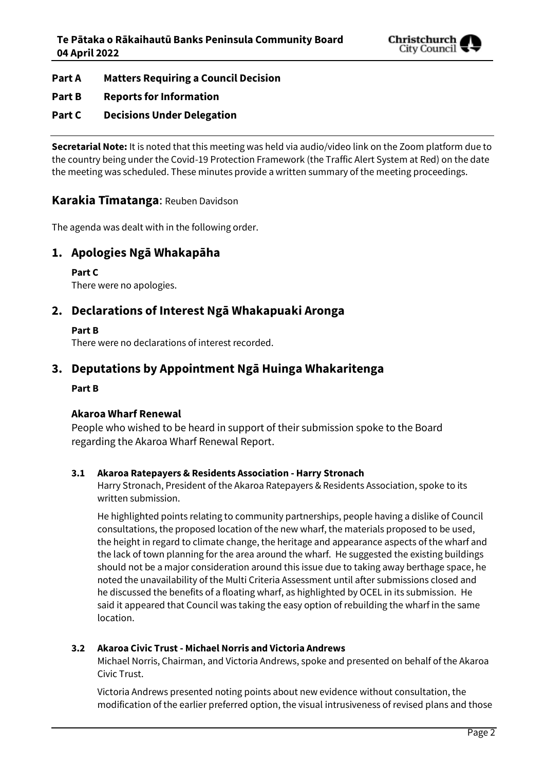**Part A Matters Requiring a Council Decision**

**Part B Reports for Information**

**Part C Decisions Under Delegation**

---

**Secretarial Note:** It is noted that this meeting was held via audio/video link on the Zoom platform due to the country being under the Covid-19 Protection Framework (the Traffic Alert System at Red) on the date the meeting was scheduled. These minutes provide a written summary of the meeting proceedings.

## Karakia Tīmatanga: Reuben Davidson

The agenda was dealt with in the following order.

## 1. Apologies Ngā Whakapāha

**Part C**
There were no apologies.

## 2. Declarations of Interest Ngā Whakapuaki Aronga

**Part B**
There were no declarations of interest recorded.

## 3. Deputations by Appointment Ngā Huinga Whakaritenga

**Part B**

### Akaroa Wharf Renewal

People who wished to be heard in support of their submission spoke to the Board regarding the Akaroa Wharf Renewal Report.

#### 3.1 Akaroa Ratepayers & Residents Association - Harry Stronach

Harry Stronach, President of the Akaroa Ratepayers & Residents Association, spoke to its written submission.

He highlighted points relating to community partnerships, people having a dislike of Council consultations, the proposed location of the new wharf, the materials proposed to be used, the height in regard to climate change, the heritage and appearance aspects of the wharf and the lack of town planning for the area around the wharf. He suggested the existing buildings should not be a major consideration around this issue due to taking away berthage space, he noted the unavailability of the Multi Criteria Assessment until after submissions closed and he discussed the benefits of a floating wharf, as highlighted by OCEL in its submission. He said it appeared that Council was taking the easy option of rebuilding the wharf in the same location.

#### 3.2 Akaroa Civic Trust - Michael Norris and Victoria Andrews

Michael Norris, Chairman, and Victoria Andrews, spoke and presented on behalf of the Akaroa Civic Trust.

Victoria Andrews presented noting points about new evidence without consultation, the modification of the earlier preferred option, the visual intrusiveness of revised plans and those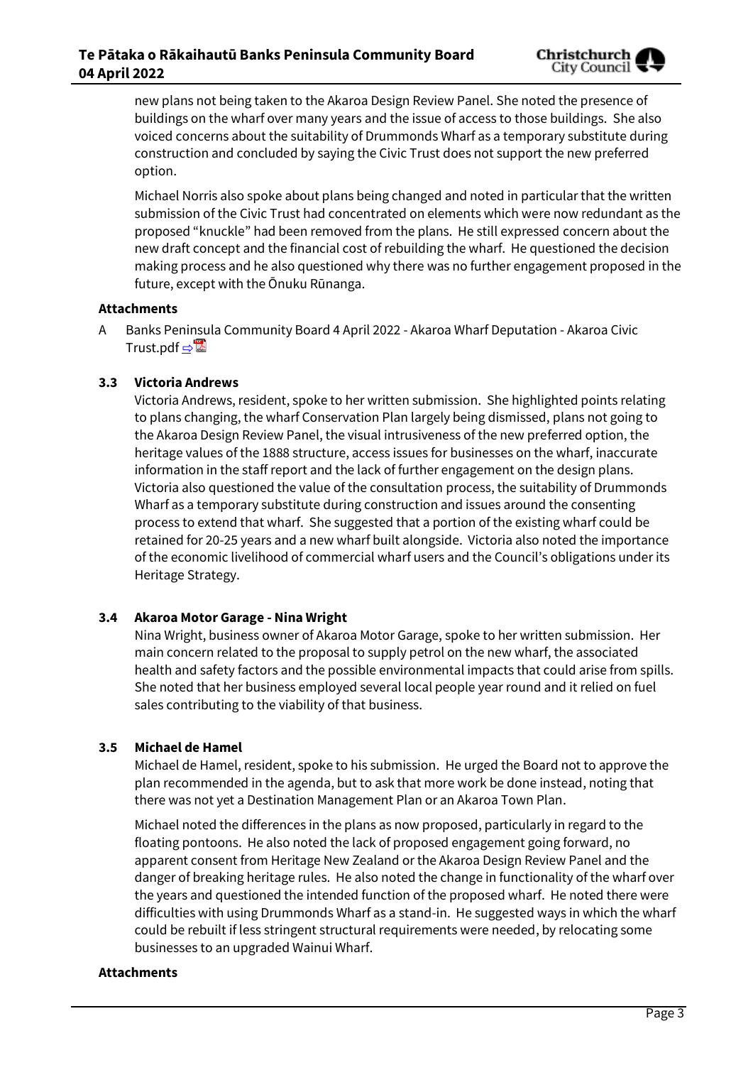new plans not being taken to the Akaroa Design Review Panel. She noted the presence of buildings on the wharf over many years and the issue of access to those buildings. She also voiced concerns about the suitability of Drummonds Wharf as a temporary substitute during construction and concluded by saying the Civic Trust does not support the new preferred option.

Michael Norris also spoke about plans being changed and noted in particular that the written submission of the Civic Trust had concentrated on elements which were now redundant as the proposed "knuckle" had been removed from the plans. He still expressed concern about the new draft concept and the financial cost of rebuilding the wharf. He questioned the decision making process and he also questioned why there was no further engagement proposed in the future, except with the Ōnuku Rūnanga.

**Attachments**

A Banks Peninsula Community Board 4 April 2022 - Akaroa Wharf Deputation - Akaroa Civic Trust.pdf

### 3.3 Victoria Andrews

Victoria Andrews, resident, spoke to her written submission. She highlighted points relating to plans changing, the wharf Conservation Plan largely being dismissed, plans not going to the Akaroa Design Review Panel, the visual intrusiveness of the new preferred option, the heritage values of the 1888 structure, access issues for businesses on the wharf, inaccurate information in the staff report and the lack of further engagement on the design plans. Victoria also questioned the value of the consultation process, the suitability of Drummonds Wharf as a temporary substitute during construction and issues around the consenting process to extend that wharf. She suggested that a portion of the existing wharf could be retained for 20-25 years and a new wharf built alongside. Victoria also noted the importance of the economic livelihood of commercial wharf users and the Council's obligations under its Heritage Strategy.

### 3.4 Akaroa Motor Garage - Nina Wright

Nina Wright, business owner of Akaroa Motor Garage, spoke to her written submission. Her main concern related to the proposal to supply petrol on the new wharf, the associated health and safety factors and the possible environmental impacts that could arise from spills. She noted that her business employed several local people year round and it relied on fuel sales contributing to the viability of that business.

### 3.5 Michael de Hamel

Michael de Hamel, resident, spoke to his submission. He urged the Board not to approve the plan recommended in the agenda, but to ask that more work be done instead, noting that there was not yet a Destination Management Plan or an Akaroa Town Plan.

Michael noted the differences in the plans as now proposed, particularly in regard to the floating pontoons. He also noted the lack of proposed engagement going forward, no apparent consent from Heritage New Zealand or the Akaroa Design Review Panel and the danger of breaking heritage rules. He also noted the change in functionality of the wharf over the years and questioned the intended function of the proposed wharf. He noted there were difficulties with using Drummonds Wharf as a stand-in. He suggested ways in which the wharf could be rebuilt if less stringent structural requirements were needed, by relocating some businesses to an upgraded Wainui Wharf.

**Attachments**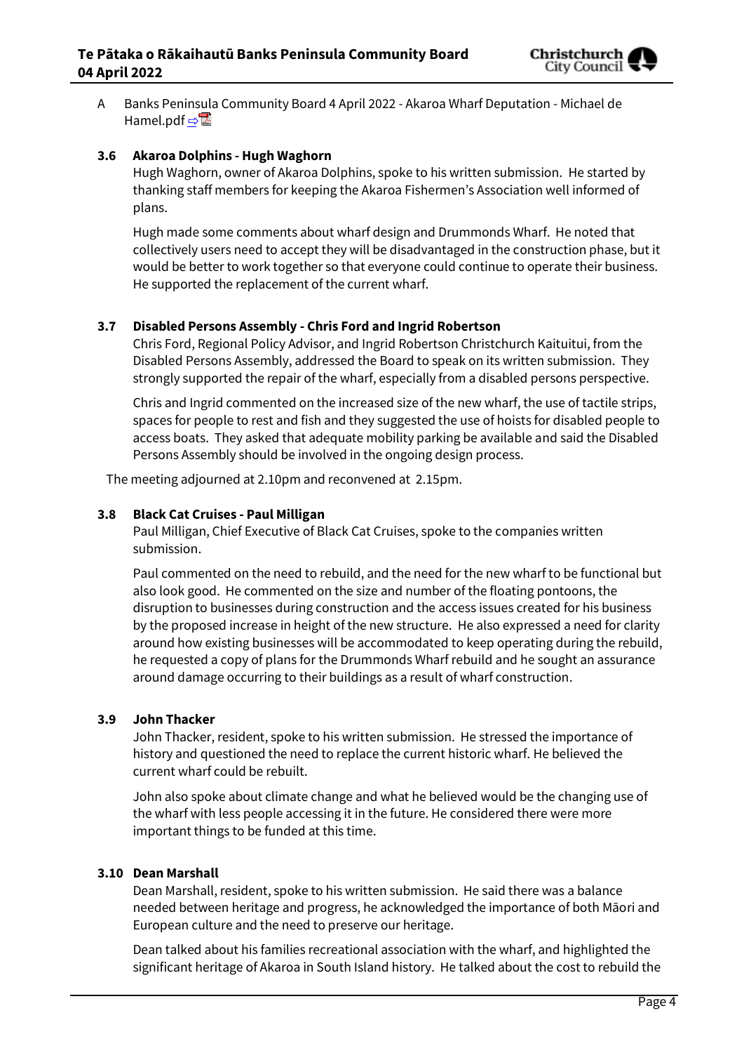A Banks Peninsula Community Board 4 April 2022 - Akaroa Wharf Deputation - Michael de Hamel.pdf ⇨

### 3.6 Akaroa Dolphins - Hugh Waghorn

Hugh Waghorn, owner of Akaroa Dolphins, spoke to his written submission. He started by thanking staff members for keeping the Akaroa Fishermen's Association well informed of plans.

Hugh made some comments about wharf design and Drummonds Wharf. He noted that collectively users need to accept they will be disadvantaged in the construction phase, but it would be better to work together so that everyone could continue to operate their business. He supported the replacement of the current wharf.

### 3.7 Disabled Persons Assembly - Chris Ford and Ingrid Robertson

Chris Ford, Regional Policy Advisor, and Ingrid Robertson Christchurch Kaituitui, from the Disabled Persons Assembly, addressed the Board to speak on its written submission. They strongly supported the repair of the wharf, especially from a disabled persons perspective.

Chris and Ingrid commented on the increased size of the new wharf, the use of tactile strips, spaces for people to rest and fish and they suggested the use of hoists for disabled people to access boats. They asked that adequate mobility parking be available and said the Disabled Persons Assembly should be involved in the ongoing design process.

The meeting adjourned at 2.10pm and reconvened at 2.15pm.

### 3.8 Black Cat Cruises - Paul Milligan

Paul Milligan, Chief Executive of Black Cat Cruises, spoke to the companies written submission.

Paul commented on the need to rebuild, and the need for the new wharf to be functional but also look good. He commented on the size and number of the floating pontoons, the disruption to businesses during construction and the access issues created for his business by the proposed increase in height of the new structure. He also expressed a need for clarity around how existing businesses will be accommodated to keep operating during the rebuild, he requested a copy of plans for the Drummonds Wharf rebuild and he sought an assurance around damage occurring to their buildings as a result of wharf construction.

### 3.9 John Thacker

John Thacker, resident, spoke to his written submission. He stressed the importance of history and questioned the need to replace the current historic wharf. He believed the current wharf could be rebuilt.

John also spoke about climate change and what he believed would be the changing use of the wharf with less people accessing it in the future. He considered there were more important things to be funded at this time.

### 3.10 Dean Marshall

Dean Marshall, resident, spoke to his written submission. He said there was a balance needed between heritage and progress, he acknowledged the importance of both Māori and European culture and the need to preserve our heritage.

Dean talked about his families recreational association with the wharf, and highlighted the significant heritage of Akaroa in South Island history. He talked about the cost to rebuild the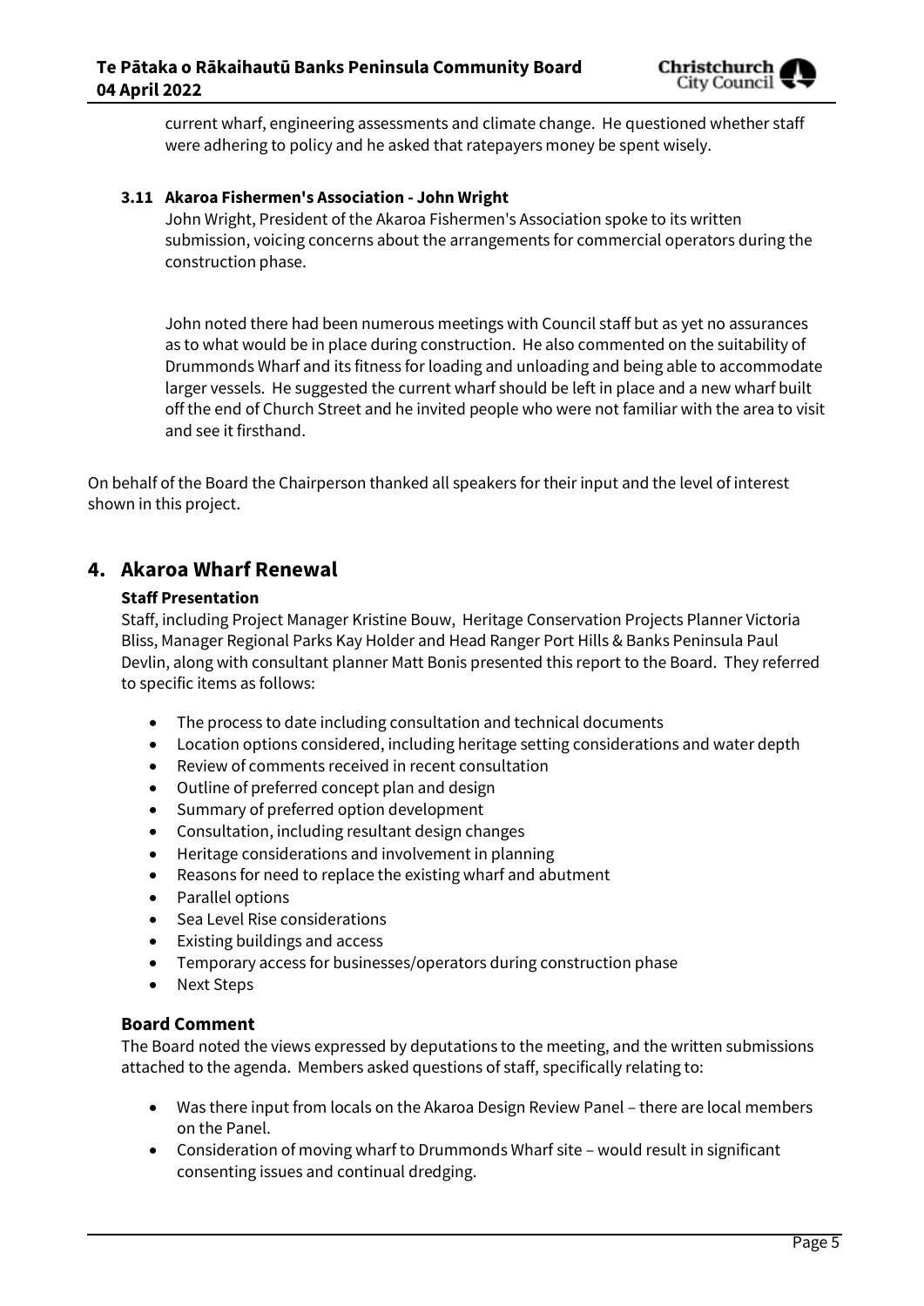current wharf, engineering assessments and climate change. He questioned whether staff were adhering to policy and he asked that ratepayers money be spent wisely.

### 3.11 Akaroa Fishermen's Association - John Wright

John Wright, President of the Akaroa Fishermen's Association spoke to its written submission, voicing concerns about the arrangements for commercial operators during the construction phase.

John noted there had been numerous meetings with Council staff but as yet no assurances as to what would be in place during construction. He also commented on the suitability of Drummonds Wharf and its fitness for loading and unloading and being able to accommodate larger vessels. He suggested the current wharf should be left in place and a new wharf built off the end of Church Street and he invited people who were not familiar with the area to visit and see it firsthand.

On behalf of the Board the Chairperson thanked all speakers for their input and the level of interest shown in this project.

## 4. Akaroa Wharf Renewal

**Staff Presentation**

Staff, including Project Manager Kristine Bouw, Heritage Conservation Projects Planner Victoria Bliss, Manager Regional Parks Kay Holder and Head Ranger Port Hills & Banks Peninsula Paul Devlin, along with consultant planner Matt Bonis presented this report to the Board. They referred to specific items as follows:

- The process to date including consultation and technical documents
- Location options considered, including heritage setting considerations and water depth
- Review of comments received in recent consultation
- Outline of preferred concept plan and design
- Summary of preferred option development
- Consultation, including resultant design changes
- Heritage considerations and involvement in planning
- Reasons for need to replace the existing wharf and abutment
- Parallel options
- Sea Level Rise considerations
- Existing buildings and access
- Temporary access for businesses/operators during construction phase
- Next Steps

### Board Comment

The Board noted the views expressed by deputations to the meeting, and the written submissions attached to the agenda. Members asked questions of staff, specifically relating to:

- Was there input from locals on the Akaroa Design Review Panel – there are local members on the Panel.
- Consideration of moving wharf to Drummonds Wharf site – would result in significant consenting issues and continual dredging.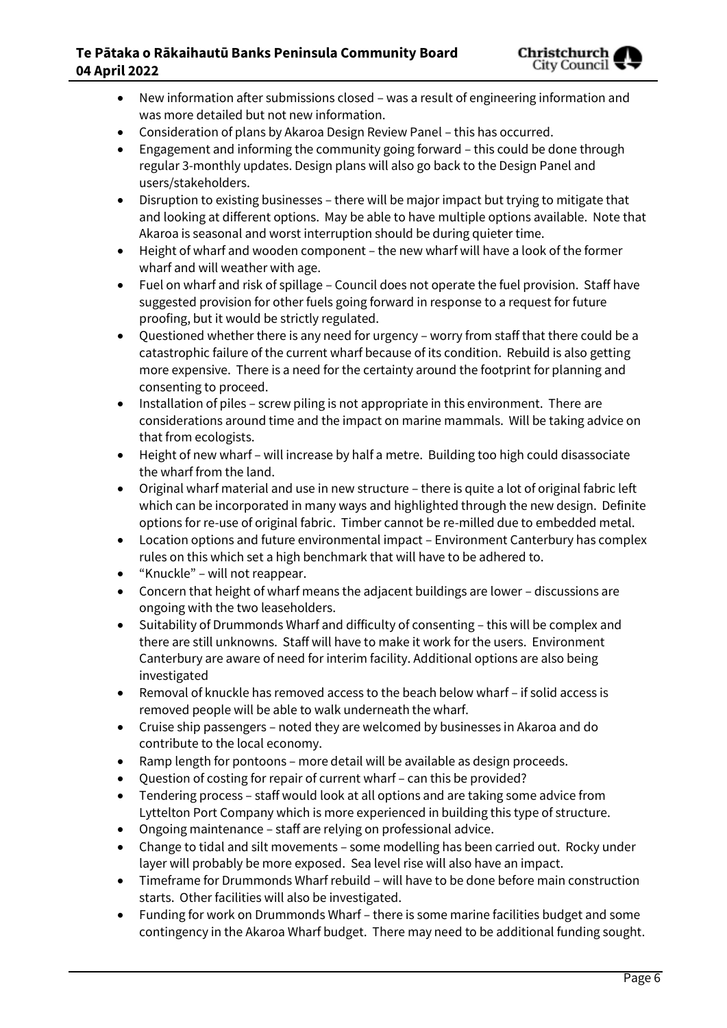- New information after submissions closed – was a result of engineering information and was more detailed but not new information.
- Consideration of plans by Akaroa Design Review Panel – this has occurred.
- Engagement and informing the community going forward – this could be done through regular 3-monthly updates. Design plans will also go back to the Design Panel and users/stakeholders.
- Disruption to existing businesses – there will be major impact but trying to mitigate that and looking at different options. May be able to have multiple options available. Note that Akaroa is seasonal and worst interruption should be during quieter time.
- Height of wharf and wooden component – the new wharf will have a look of the former wharf and will weather with age.
- Fuel on wharf and risk of spillage – Council does not operate the fuel provision. Staff have suggested provision for other fuels going forward in response to a request for future proofing, but it would be strictly regulated.
- Questioned whether there is any need for urgency – worry from staff that there could be a catastrophic failure of the current wharf because of its condition. Rebuild is also getting more expensive. There is a need for the certainty around the footprint for planning and consenting to proceed.
- Installation of piles – screw piling is not appropriate in this environment. There are considerations around time and the impact on marine mammals. Will be taking advice on that from ecologists.
- Height of new wharf – will increase by half a metre. Building too high could disassociate the wharf from the land.
- Original wharf material and use in new structure – there is quite a lot of original fabric left which can be incorporated in many ways and highlighted through the new design. Definite options for re-use of original fabric. Timber cannot be re-milled due to embedded metal.
- Location options and future environmental impact – Environment Canterbury has complex rules on this which set a high benchmark that will have to be adhered to.
- "Knuckle" – will not reappear.
- Concern that height of wharf means the adjacent buildings are lower – discussions are ongoing with the two leaseholders.
- Suitability of Drummonds Wharf and difficulty of consenting – this will be complex and there are still unknowns. Staff will have to make it work for the users. Environment Canterbury are aware of need for interim facility. Additional options are also being investigated
- Removal of knuckle has removed access to the beach below wharf – if solid access is removed people will be able to walk underneath the wharf.
- Cruise ship passengers – noted they are welcomed by businesses in Akaroa and do contribute to the local economy.
- Ramp length for pontoons – more detail will be available as design proceeds.
- Question of costing for repair of current wharf – can this be provided?
- Tendering process – staff would look at all options and are taking some advice from Lyttelton Port Company which is more experienced in building this type of structure.
- Ongoing maintenance – staff are relying on professional advice.
- Change to tidal and silt movements – some modelling has been carried out. Rocky under layer will probably be more exposed. Sea level rise will also have an impact.
- Timeframe for Drummonds Wharf rebuild – will have to be done before main construction starts. Other facilities will also be investigated.
- Funding for work on Drummonds Wharf – there is some marine facilities budget and some contingency in the Akaroa Wharf budget. There may need to be additional funding sought.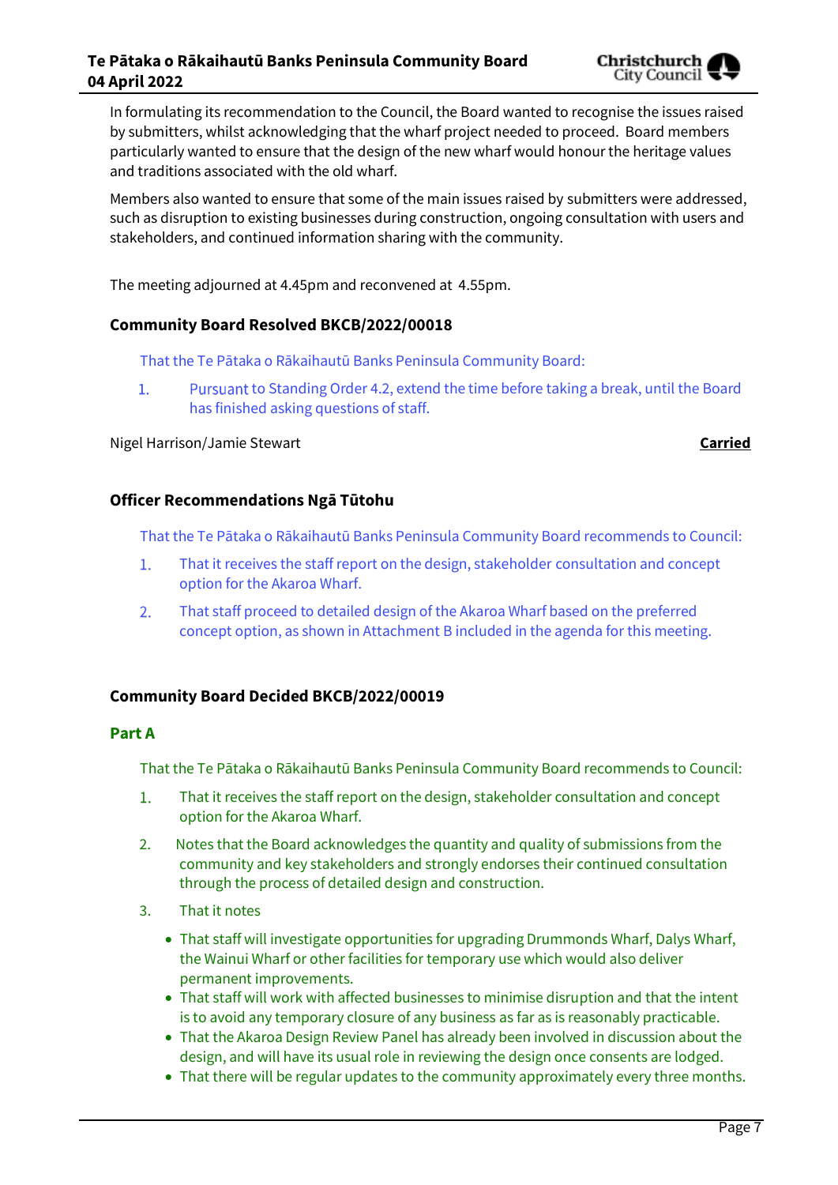In formulating its recommendation to the Council, the Board wanted to recognise the issues raised by submitters, whilst acknowledging that the wharf project needed to proceed. Board members particularly wanted to ensure that the design of the new wharf would honour the heritage values and traditions associated with the old wharf.

Members also wanted to ensure that some of the main issues raised by submitters were addressed, such as disruption to existing businesses during construction, ongoing consultation with users and stakeholders, and continued information sharing with the community.

The meeting adjourned at 4.45pm and reconvened at 4.55pm.

### Community Board Resolved BKCB/2022/00018

That the Te Pātaka o Rākaihautū Banks Peninsula Community Board:

1. Pursuant to Standing Order 4.2, extend the time before taking a break, until the Board has finished asking questions of staff.

Nigel Harrison/Jamie Stewart **Carried**

### Officer Recommendations Ngā Tūtohu

That the Te Pātaka o Rākaihautū Banks Peninsula Community Board recommends to Council:

1. That it receives the staff report on the design, stakeholder consultation and concept option for the Akaroa Wharf.
2. That staff proceed to detailed design of the Akaroa Wharf based on the preferred concept option, as shown in Attachment B included in the agenda for this meeting.

### Community Board Decided BKCB/2022/00019

**Part A**

That the Te Pātaka o Rākaihautū Banks Peninsula Community Board recommends to Council:

1. That it receives the staff report on the design, stakeholder consultation and concept option for the Akaroa Wharf.
2. Notes that the Board acknowledges the quantity and quality of submissions from the community and key stakeholders and strongly endorses their continued consultation through the process of detailed design and construction.
3. That it notes
   - That staff will investigate opportunities for upgrading Drummonds Wharf, Dalys Wharf, the Wainui Wharf or other facilities for temporary use which would also deliver permanent improvements.
   - That staff will work with affected businesses to minimise disruption and that the intent is to avoid any temporary closure of any business as far as is reasonably practicable.
   - That the Akaroa Design Review Panel has already been involved in discussion about the design, and will have its usual role in reviewing the design once consents are lodged.
   - That there will be regular updates to the community approximately every three months.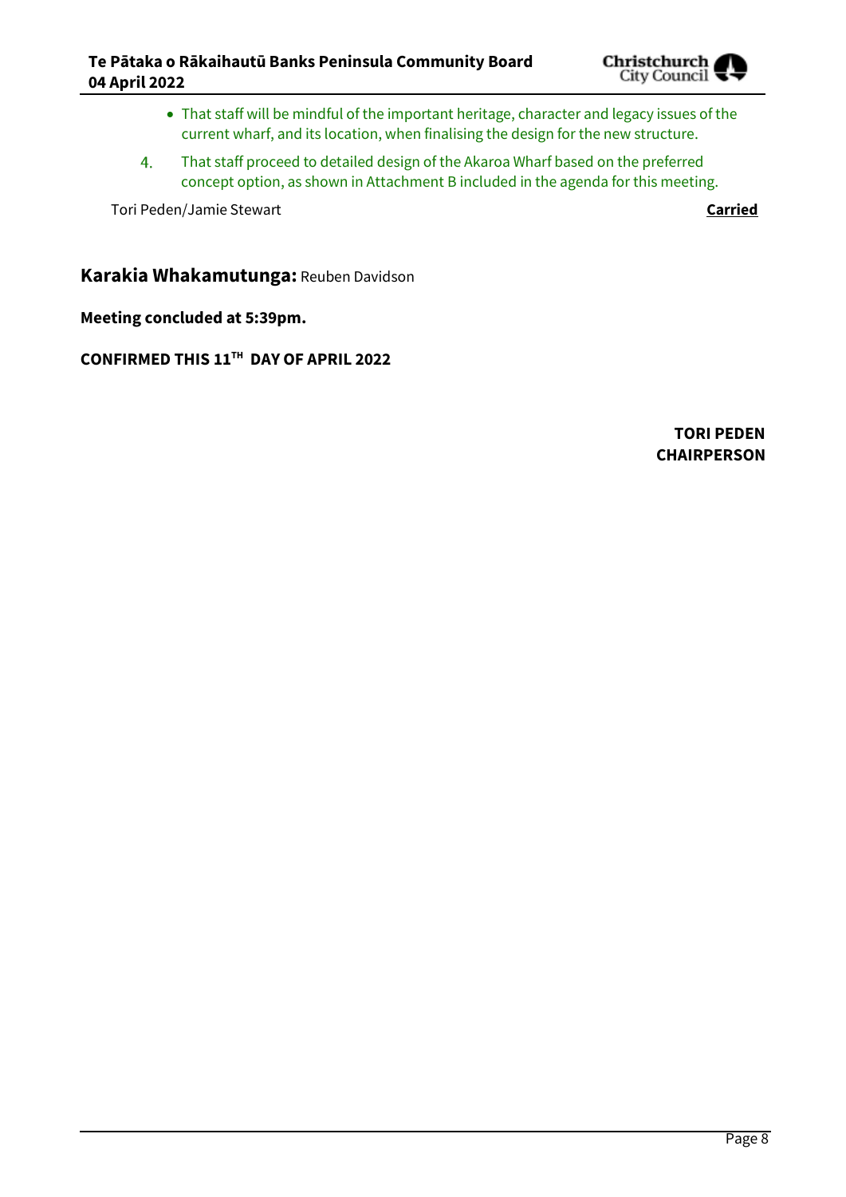- That staff will be mindful of the important heritage, character and legacy issues of the current wharf, and its location, when finalising the design for the new structure.

4. That staff proceed to detailed design of the Akaroa Wharf based on the preferred concept option, as shown in Attachment B included in the agenda for this meeting.

Tori Peden/Jamie Stewart **Carried**

**Karakia Whakamutunga:** Reuben Davidson

**Meeting concluded at 5:39pm.**

**CONFIRMED THIS 11TH DAY OF APRIL 2022**

**TORI PEDEN**
**CHAIRPERSON**